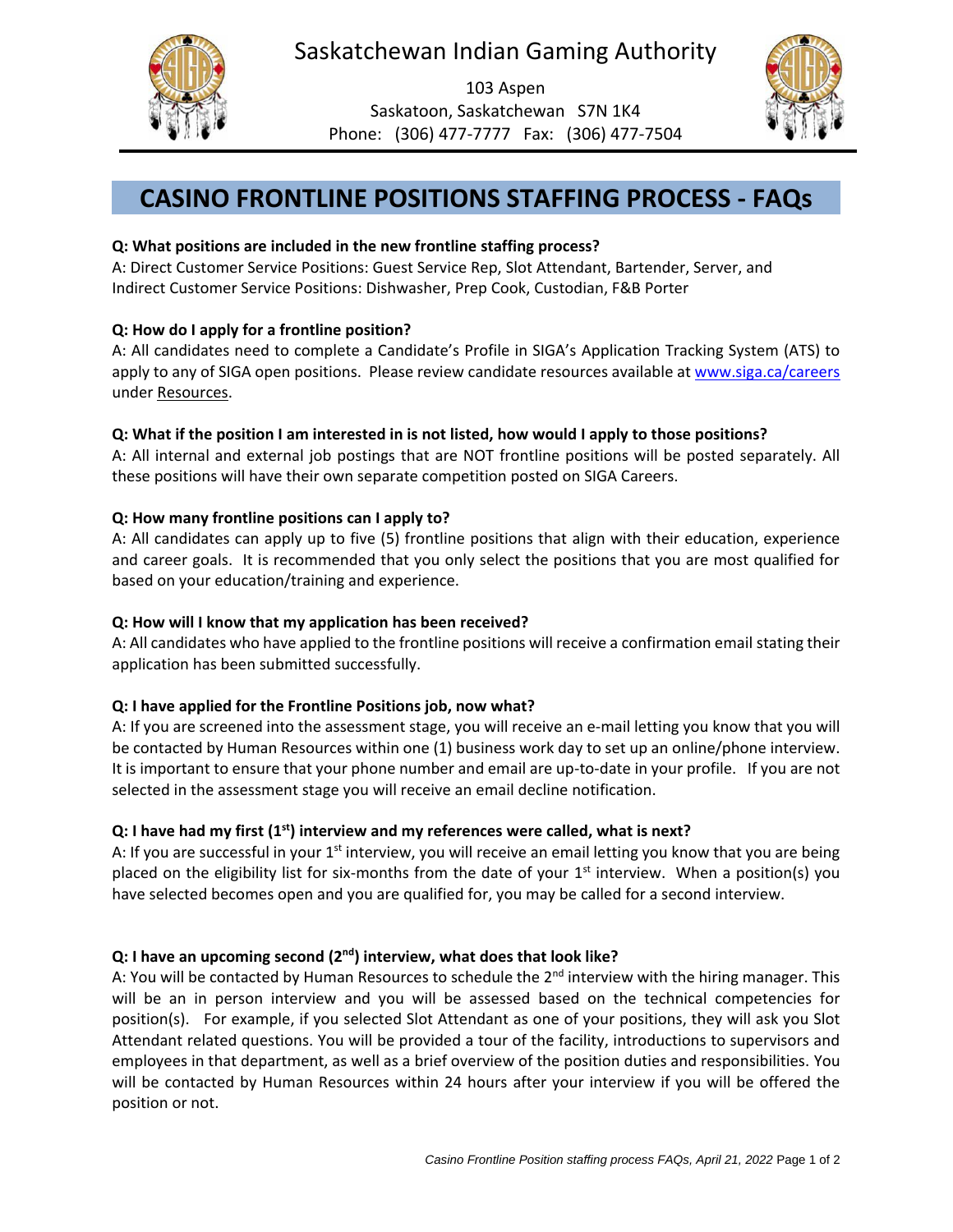Saskatchewan Indian Gaming Authority

103 Aspen
Saskatoon, Saskatchewan S7N 1K4
Phone: (306) 477-7777 Fax: (306) 477-7504

# CASINO FRONTLINE POSITIONS STAFFING PROCESS - FAQs

**Q: What positions are included in the new frontline staffing process?**
A: Direct Customer Service Positions: Guest Service Rep, Slot Attendant, Bartender, Server, and Indirect Customer Service Positions: Dishwasher, Prep Cook, Custodian, F&B Porter

**Q: How do I apply for a frontline position?**
A: All candidates need to complete a Candidate's Profile in SIGA's Application Tracking System (ATS) to apply to any of SIGA open positions. Please review candidate resources available at [www.siga.ca/careers](www.siga.ca/careers) under Resources.

**Q: What if the position I am interested in is not listed, how would I apply to those positions?**
A: All internal and external job postings that are NOT frontline positions will be posted separately. All these positions will have their own separate competition posted on SIGA Careers.

**Q: How many frontline positions can I apply to?**
A: All candidates can apply up to five (5) frontline positions that align with their education, experience and career goals. It is recommended that you only select the positions that you are most qualified for based on your education/training and experience.

**Q: How will I know that my application has been received?**
A: All candidates who have applied to the frontline positions will receive a confirmation email stating their application has been submitted successfully.

**Q: I have applied for the Frontline Positions job, now what?**
A: If you are screened into the assessment stage, you will receive an e-mail letting you know that you will be contacted by Human Resources within one (1) business work day to set up an online/phone interview. It is important to ensure that your phone number and email are up-to-date in your profile. If you are not selected in the assessment stage you will receive an email decline notification.

**Q: I have had my first (1st) interview and my references were called, what is next?**
A: If you are successful in your 1st interview, you will receive an email letting you know that you are being placed on the eligibility list for six-months from the date of your 1st interview. When a position(s) you have selected becomes open and you are qualified for, you may be called for a second interview.

**Q: I have an upcoming second (2nd) interview, what does that look like?**
A: You will be contacted by Human Resources to schedule the 2nd interview with the hiring manager. This will be an in person interview and you will be assessed based on the technical competencies for position(s). For example, if you selected Slot Attendant as one of your positions, they will ask you Slot Attendant related questions. You will be provided a tour of the facility, introductions to supervisors and employees in that department, as well as a brief overview of the position duties and responsibilities. You will be contacted by Human Resources within 24 hours after your interview if you will be offered the position or not.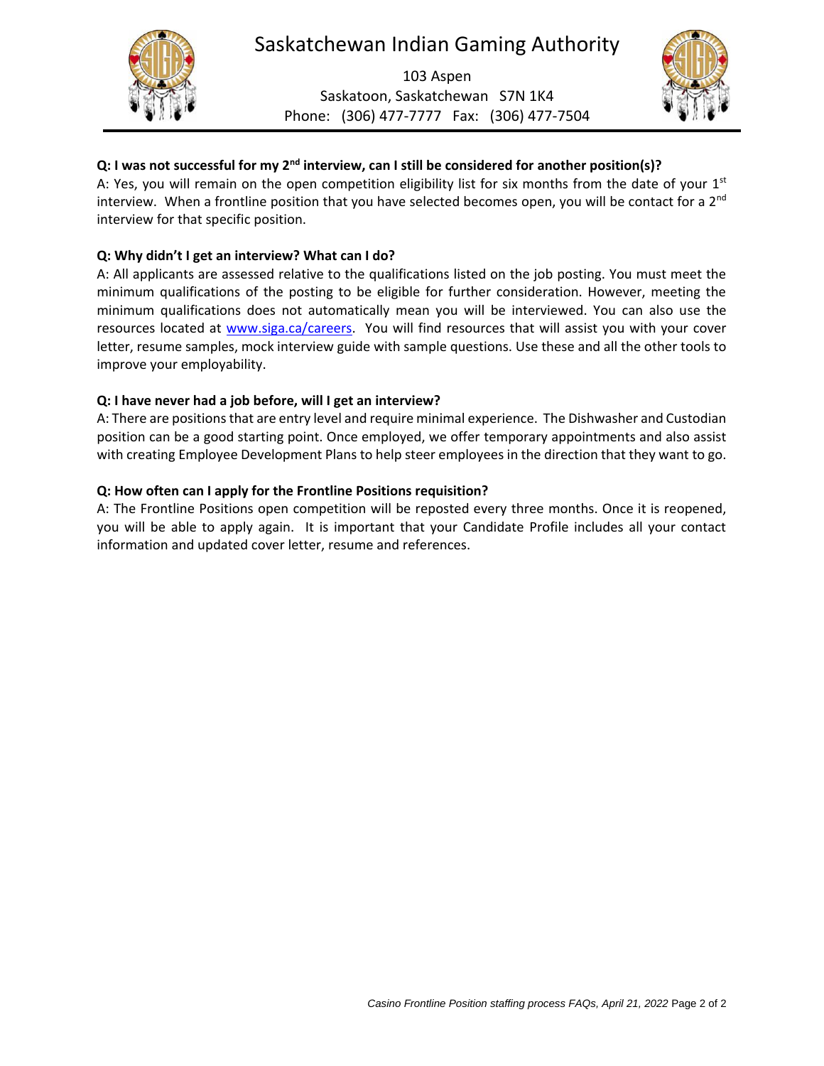**Q: I was not successful for my 2nd interview, can I still be considered for another position(s)?**

A: Yes, you will remain on the open competition eligibility list for six months from the date of your 1st interview. When a frontline position that you have selected becomes open, you will be contact for a 2nd interview for that specific position.

**Q: Why didn't I get an interview? What can I do?**

A: All applicants are assessed relative to the qualifications listed on the job posting. You must meet the minimum qualifications of the posting to be eligible for further consideration. However, meeting the minimum qualifications does not automatically mean you will be interviewed. You can also use the resources located at www.siga.ca/careers. You will find resources that will assist you with your cover letter, resume samples, mock interview guide with sample questions. Use these and all the other tools to improve your employability.

**Q: I have never had a job before, will I get an interview?**

A: There are positions that are entry level and require minimal experience. The Dishwasher and Custodian position can be a good starting point. Once employed, we offer temporary appointments and also assist with creating Employee Development Plans to help steer employees in the direction that they want to go.

**Q: How often can I apply for the Frontline Positions requisition?**

A: The Frontline Positions open competition will be reposted every three months. Once it is reopened, you will be able to apply again. It is important that your Candidate Profile includes all your contact information and updated cover letter, resume and references.